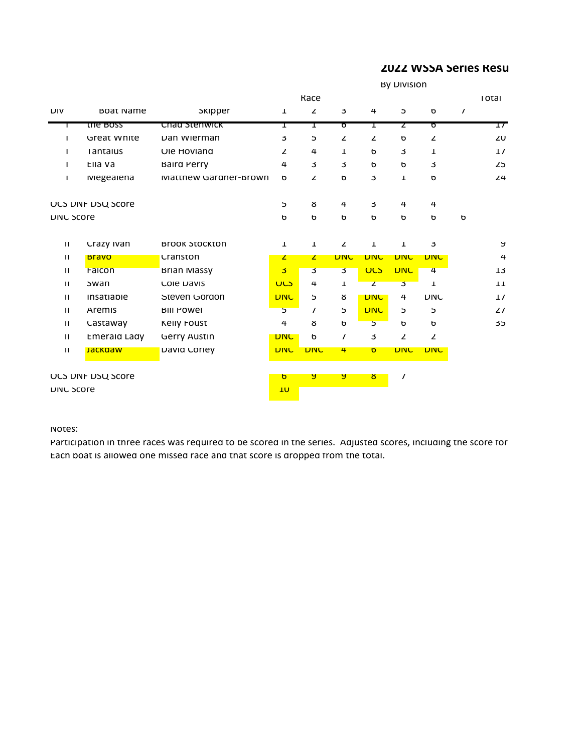## 2022 WSSA Series Resu

By Division

| Div | Boat Name | Skipper | Race 1 | 2 | 3 | 4 | 5 | 6 | 7 | Total |
|---|---|---|---|---|---|---|---|---|---|---|
| I | The Boss | Chad Stenwick | 1 | 1 | 6 | 1 | 2 | 6 | | 17 |
| I | Great White | Dan Wierman | 3 | 5 | 2 | 2 | 6 | 2 | | 20 |
| I | Tantalus | Ole Hovland | 2 | 4 | 1 | 6 | 3 | 1 | | 17 |
| I | Ella Va | Baird Perry | 4 | 3 | 3 | 6 | 6 | 3 | | 25 |
| I | Megaelena | Matthew Gardner-Brown | 6 | 2 | 6 | 3 | 1 | 6 | | 24 |
| | | | | | | | | | | |
| OCS DNF DSQ Score | | | 5 | 8 | 4 | 3 | 4 | 4 | | |
| DNC Score | | | 6 | 6 | 6 | 6 | 6 | 6 | 6 | |
| | | | | | | | | | | |
| II | Crazy Ivan | Brook Stockton | 1 | 1 | 2 | 1 | 1 | 3 | | 9 |
| II | Bravo | Cranston | 2 | 2 | DNC | DNC | DNC | DNC | | 4 |
| II | Falcon | Brian Massy | 3 | 3 | 3 | OCS | DNC | 4 | | 13 |
| II | Swan | Cole Davis | OCS | 4 | 1 | 2 | 3 | 1 | | 11 |
| II | Insatiable | Steven Gordon | DNC | 5 | 8 | DNC | 4 | DNC | | 17 |
| II | Aremis | Bill Powel | 5 | 7 | 5 | DNC | 5 | 5 | | 27 |
| II | Castaway | Kelly Foust | 4 | 8 | 6 | 5 | 6 | 6 | | 35 |
| II | Emerald Lady | Gerry Austin | DNC | 6 | 7 | 3 | 2 | 2 | | |
| II | Jackdaw | David Corley | DNC | DNC | 4 | 6 | DNC | DNC | | |
| | | | | | | | | | | |
| OCS DNF DSQ Score | | | 6 | 9 | 9 | 8 | 7 | | | |
| DNC Score | | | 10 | | | | | | | |

Notes:

Participation in three races was required to be scored in the series. Adjusted scores, including the score for

Each boat is allowed one missed race and that score is dropped from the total.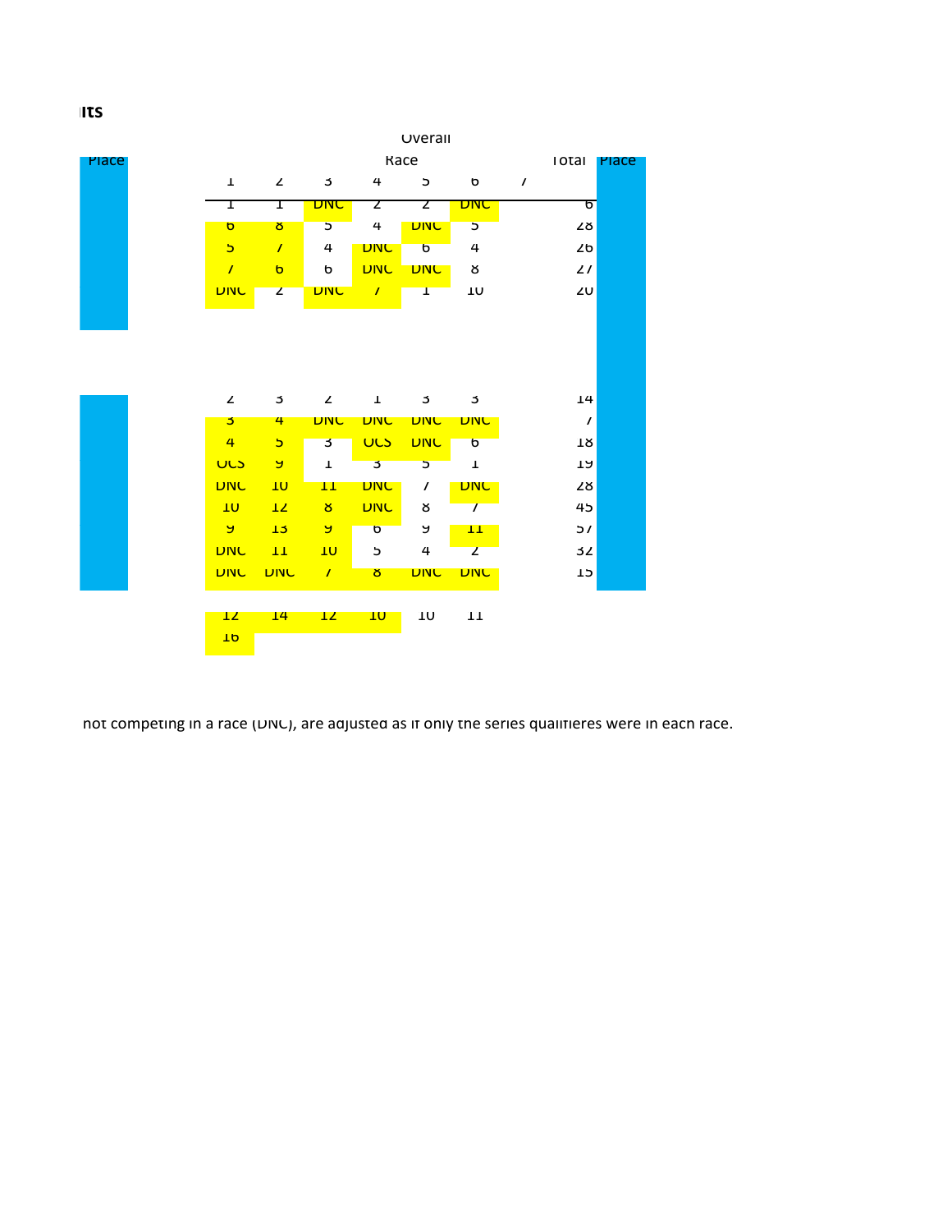**lts**

| Place | | | | | | | | Total | Place |
|---|---|---|---|---|---|---|---|---|---|
| | Overall | | | | | | | | |
| | Race | | | | | | | | |
| | 1 | 2 | 3 | 4 | 5 | 6 | 7 | | |
| | 1 | 1 | DNC | 2 | 2 | DNC | | 6 | |
| | 6 | 8 | 5 | 4 | DNC | 5 | | 28 | |
| | 5 | 7 | 4 | DNC | 6 | 4 | | 26 | |
| | 7 | 6 | 6 | DNC | DNC | 8 | | 27 | |
| | DNC | 2 | DNC | 7 | 1 | 10 | | 20 | |
| | | | | | | | | | |
| | 2 | 3 | 2 | 1 | 3 | 3 | | 14 | |
| | 3 | 4 | DNC | DNC | DNC | DNC | | 7 | |
| | 4 | 5 | 3 | OCS | DNC | 6 | | 18 | |
| | OCS | 9 | 1 | 3 | 5 | 1 | | 19 | |
| | DNC | 10 | 11 | DNC | 7 | DNC | | 28 | |
| | 10 | 12 | 8 | DNC | 8 | 7 | | 45 | |
| | 9 | 13 | 9 | 6 | 9 | 11 | | 57 | |
| | DNC | 11 | 10 | 5 | 4 | 2 | | 32 | |
| | DNC | DNC | 7 | 8 | DNC | DNC | | 15 | |
| | | | | | | | | | |
| | 12 | 14 | 12 | 10 | 10 | 11 | | | |
| | 16 | | | | | | | | |

not competing in a race (DNC), are adjusted as if only the series qualifieres were in each race.